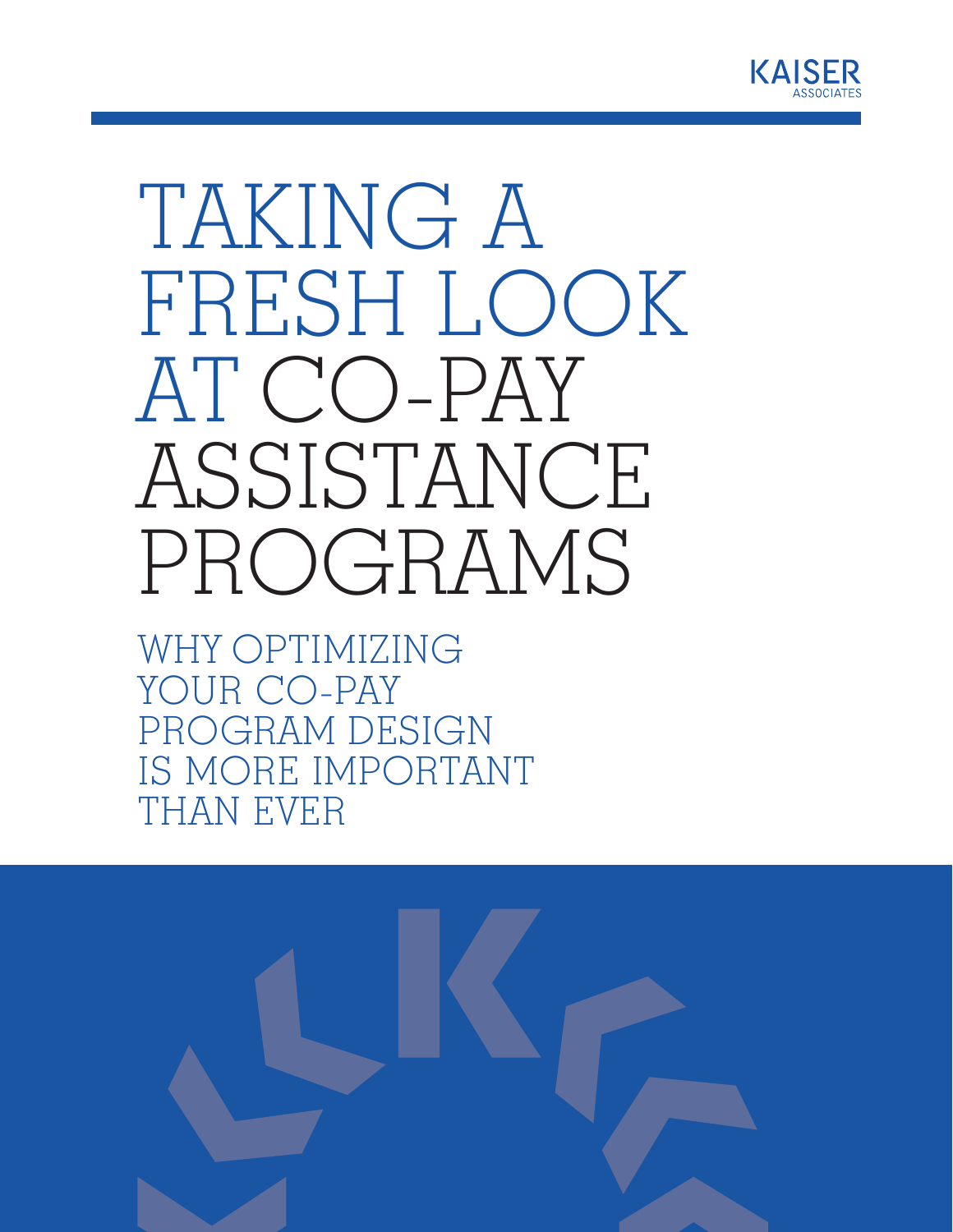KAISER ASSOCIATES

# TAKING A FRESH LOOK AT CO-PAY ASSISTANCE PROGRAMS

## WHY OPTIMIZING YOUR CO-PAY PROGRAM DESIGN IS MORE IMPORTANT THAN EVER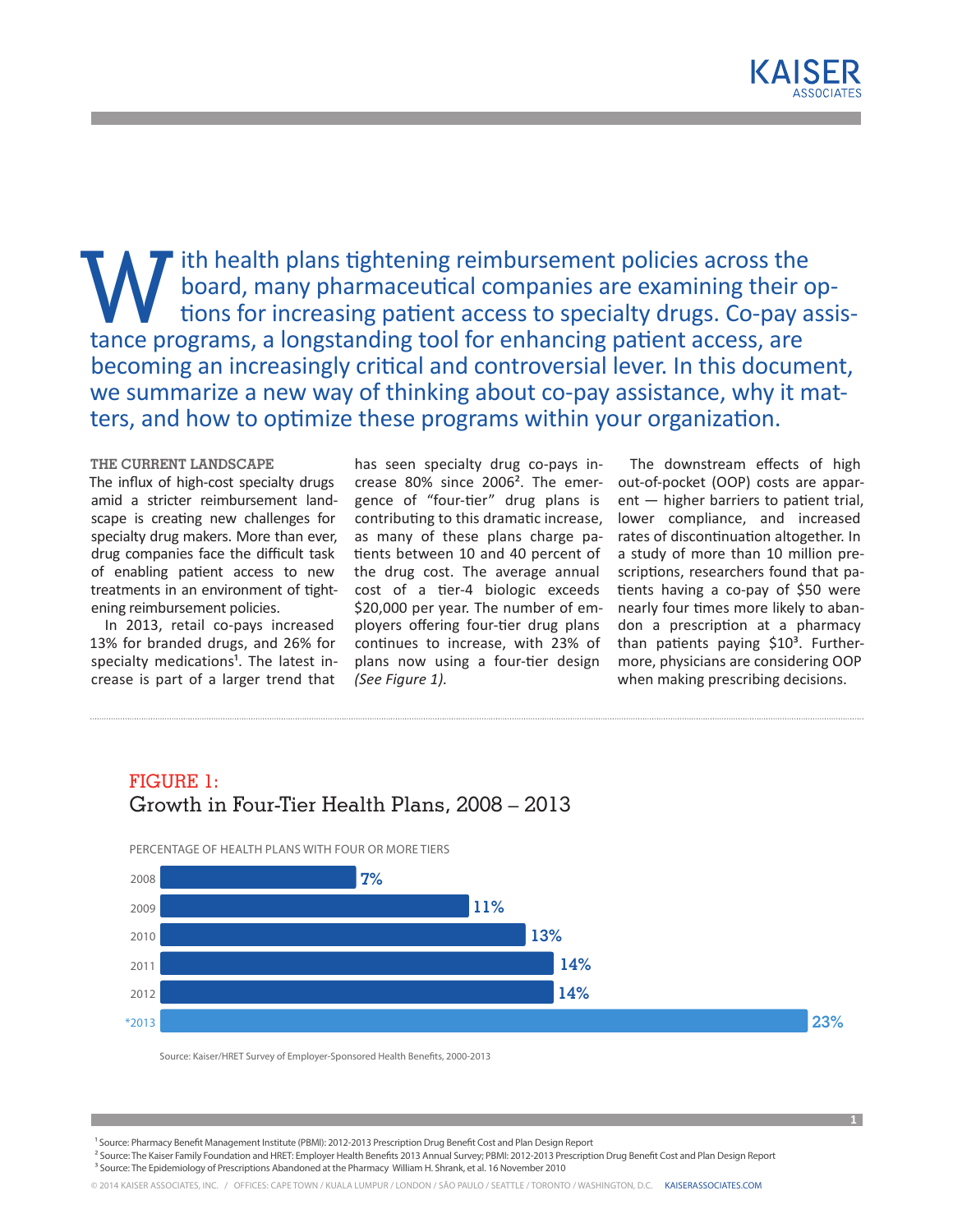With health plans tightening reimbursement policies across the board, many pharmaceutical companies are examining their options for increasing patient access to specialty drugs. Co-pay assistance programs, a longstanding tool for enhancing patient access, are becoming an increasingly critical and controversial lever. In this document, we summarize a new way of thinking about co-pay assistance, why it matters, and how to optimize these programs within your organization.

## THE CURRENT LANDSCAPE

The influx of high-cost specialty drugs amid a stricter reimbursement landscape is creating new challenges for specialty drug makers. More than ever, drug companies face the difficult task of enabling patient access to new treatments in an environment of tightening reimbursement policies.

In 2013, retail co-pays increased 13% for branded drugs, and 26% for specialty medications[1]. The latest increase is part of a larger trend that has seen specialty drug co-pays increase 80% since 2006[2]. The emergence of "four-tier" drug plans is contributing to this dramatic increase, as many of these plans charge patients between 10 and 40 percent of the drug cost. The average annual cost of a tier-4 biologic exceeds $20,000 per year. The number of employers offering four-tier drug plans continues to increase, with 23% of plans now using a four-tier design *(See Figure 1).*

The downstream effects of high out-of-pocket (OOP) costs are apparent — higher barriers to patient trial, lower compliance, and increased rates of discontinuation altogether. In a study of more than 10 million prescriptions, researchers found that patients having a co-pay of $50 were nearly four times more likely to abandon a prescription at a pharmacy than patients paying $10[3]. Furthermore, physicians are considering OOP when making prescribing decisions.

## FIGURE 1:
### Growth in Four-Tier Health Plans, 2008 – 2013

PERCENTAGE OF HEALTH PLANS WITH FOUR OR MORE TIERS

| Year | Percentage |
|---|---|
| 2008 | 7% |
| 2009 | 11% |
| 2010 | 13% |
| 2011 | 14% |
| 2012 | 14% |
| *2013 | 23% |

Source: Kaiser/HRET Survey of Employer-Sponsored Health Benefits, 2000-2013

[1] Source: Pharmacy Benefit Management Institute (PBMI): 2012-2013 Prescription Drug Benefit Cost and Plan Design Report

[2] Source: The Kaiser Family Foundation and HRET: Employer Health Benefits 2013 Annual Survey; PBMI: 2012-2013 Prescription Drug Benefit Cost and Plan Design Report

[3] Source: The Epidemiology of Prescriptions Abandoned at the Pharmacy William H. Shrank, et al. 16 November 2010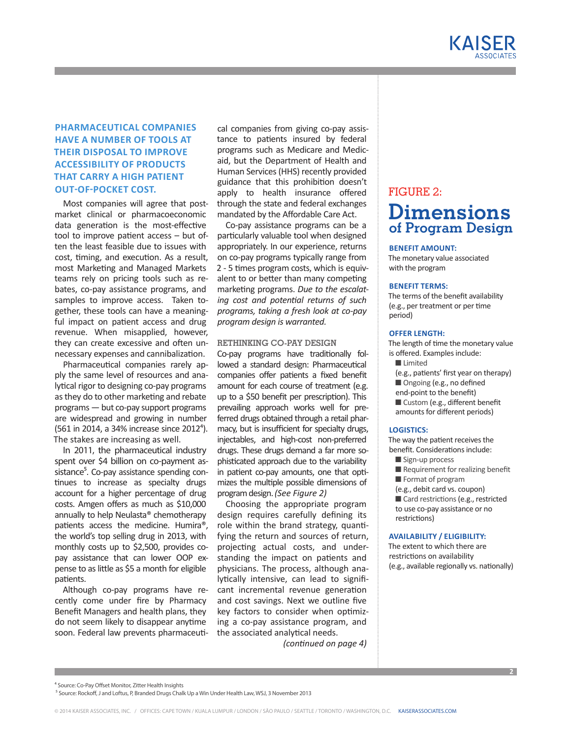## PHARMACEUTICAL COMPANIES HAVE A NUMBER OF TOOLS AT THEIR DISPOSAL TO IMPROVE ACCESSIBILITY OF PRODUCTS THAT CARRY A HIGH PATIENT OUT-OF-POCKET COST.

Most companies will agree that post-market clinical or pharmacoeconomic data generation is the most-effective tool to improve patient access – but often the least feasible due to issues with cost, timing, and execution. As a result, most Marketing and Managed Markets teams rely on pricing tools such as rebates, co-pay assistance programs, and samples to improve access. Taken together, these tools can have a meaningful impact on patient access and drug revenue. When misapplied, however, they can create excessive and often unnecessary expenses and cannibalization.

Pharmaceutical companies rarely apply the same level of resources and analytical rigor to designing co-pay programs as they do to other marketing and rebate programs — but co-pay support programs are widespread and growing in number (561 in 2014, a 34% increase since 2012[4]). The stakes are increasing as well.

In 2011, the pharmaceutical industry spent over $4 billion on co-payment assistance[5]. Co-pay assistance spending continues to increase as specialty drugs account for a higher percentage of drug costs. Amgen offers as much as $10,000 annually to help Neulasta® chemotherapy patients access the medicine. Humira®, the world's top selling drug in 2013, with monthly costs up to $2,500, provides co-pay assistance that can lower OOP expense to as little as $5 a month for eligible patients.

Although co-pay programs have recently come under fire by Pharmacy Benefit Managers and health plans, they do not seem likely to disappear anytime soon. Federal law prevents pharmaceutical companies from giving co-pay assistance to patients insured by federal programs such as Medicare and Medicaid, but the Department of Health and Human Services (HHS) recently provided guidance that this prohibition doesn't apply to health insurance offered through the state and federal exchanges mandated by the Affordable Care Act.

Co-pay assistance programs can be a particularly valuable tool when designed appropriately. In our experience, returns on co-pay programs typically range from 2 - 5 times program costs, which is equivalent to or better than many competing marketing programs. *Due to the escalating cost and potential returns of such programs, taking a fresh look at co-pay program design is warranted.*

### RETHINKING CO-PAY DESIGN

Co-pay programs have traditionally followed a standard design: Pharmaceutical companies offer patients a fixed benefit amount for each course of treatment (e.g. up to a $50 benefit per prescription). This prevailing approach works well for preferred drugs obtained through a retail pharmacy, but is insufficient for specialty drugs, injectables, and high-cost non-preferred drugs. These drugs demand a far more sophisticated approach due to the variability in patient co-pay amounts, one that optimizes the multiple possible dimensions of program design. *(See Figure 2)*

Choosing the appropriate program design requires carefully defining its role within the brand strategy, quantifying the return and sources of return, projecting actual costs, and understanding the impact on patients and physicians. The process, although analytically intensive, can lead to significant incremental revenue generation and cost savings. Next we outline five key factors to consider when optimizing a co-pay assistance program, and the associated analytical needs.

*(continued on page 4)*

## FIGURE 2: Dimensions of Program Design

**BENEFIT AMOUNT:**
The monetary value associated with the program

**BENEFIT TERMS:**
The terms of the benefit availability (e.g., per treatment or per time period)

**OFFER LENGTH:**
The length of time the monetary value is offered. Examples include:

- Limited (e.g., patients' first year on therapy)
- Ongoing (e.g., no defined end-point to the benefit)
- Custom (e.g., different benefit amounts for different periods)

**LOGISTICS:**
The way the patient receives the benefit. Considerations include:

- Sign-up process
- Requirement for realizing benefit
- Format of program (e.g., debit card vs. coupon)
- Card restrictions (e.g., restricted to use co-pay assistance or no restrictions)

**AVAILABILITY / ELIGIBILITY:**
The extent to which there are restrictions on availability (e.g., available regionally vs. nationally)

---

[4] Source: Co-Pay Offset Monitor, Zitter Health Insights

[5] Source: Rockoff, J and Loftus, P, Branded Drugs Chalk Up a Win Under Health Law, WSJ, 3 November 2013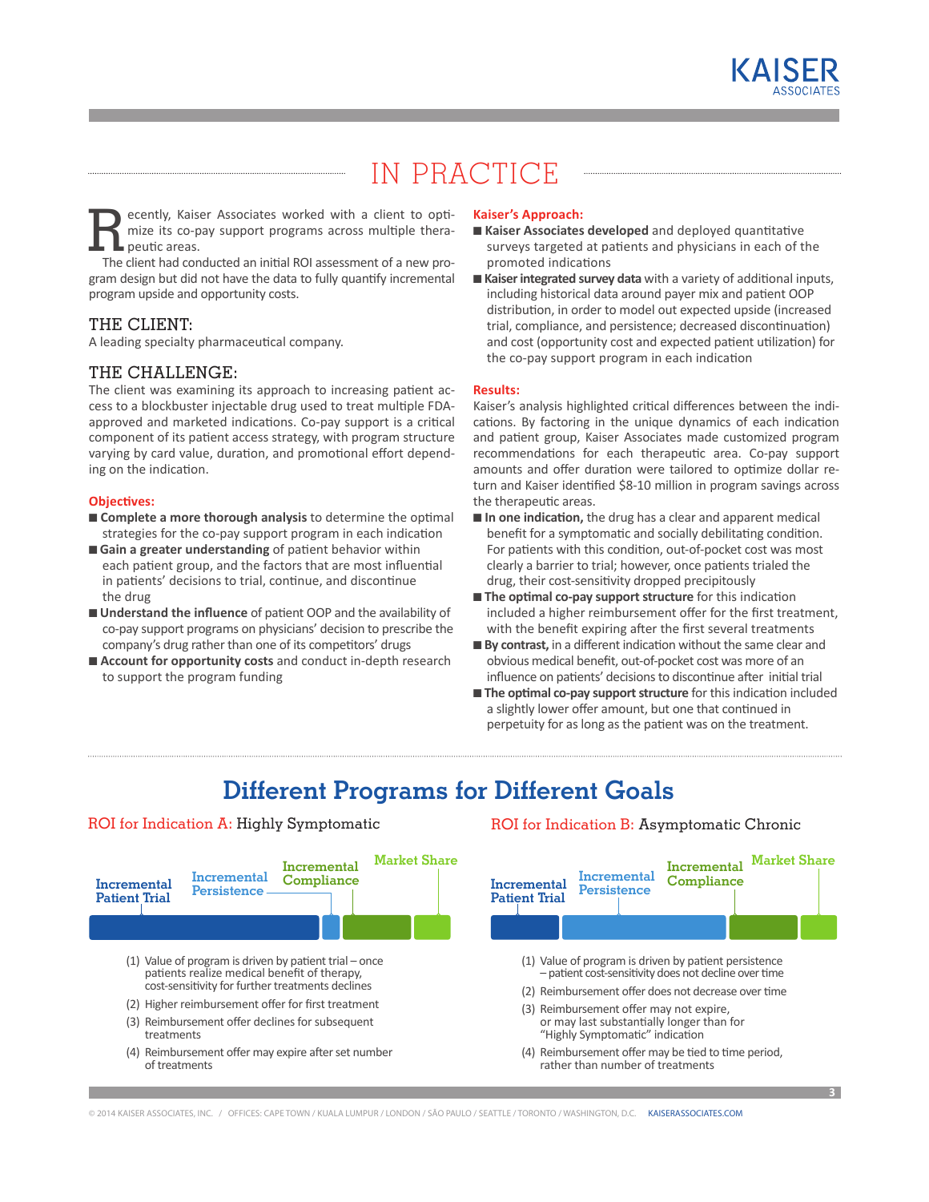# IN PRACTICE

Recently, Kaiser Associates worked with a client to optimize its co-pay support programs across multiple therapeutic areas.

The client had conducted an initial ROI assessment of a new program design but did not have the data to fully quantify incremental program upside and opportunity costs.

## THE CLIENT:

A leading specialty pharmaceutical company.

## THE CHALLENGE:

The client was examining its approach to increasing patient access to a blockbuster injectable drug used to treat multiple FDA-approved and marketed indications. Co-pay support is a critical component of its patient access strategy, with program structure varying by card value, duration, and promotional effort depending on the indication.

### Objectives:

- **Complete a more thorough analysis** to determine the optimal strategies for the co-pay support program in each indication
- **Gain a greater understanding** of patient behavior within each patient group, and the factors that are most influential in patients' decisions to trial, continue, and discontinue the drug
- **Understand the influence** of patient OOP and the availability of co-pay support programs on physicians' decision to prescribe the company's drug rather than one of its competitors' drugs
- **Account for opportunity costs** and conduct in-depth research to support the program funding

### Kaiser's Approach:

- **Kaiser Associates developed** and deployed quantitative surveys targeted at patients and physicians in each of the promoted indications
- **Kaiser integrated survey data** with a variety of additional inputs, including historical data around payer mix and patient OOP distribution, in order to model out expected upside (increased trial, compliance, and persistence; decreased discontinuation) and cost (opportunity cost and expected patient utilization) for the co-pay support program in each indication

### Results:

Kaiser's analysis highlighted critical differences between the indications. By factoring in the unique dynamics of each indication and patient group, Kaiser Associates made customized program recommendations for each therapeutic area. Co-pay support amounts and offer duration were tailored to optimize dollar return and Kaiser identified $8-10 million in program savings across the therapeutic areas.

- **In one indication,** the drug has a clear and apparent medical benefit for a symptomatic and socially debilitating condition. For patients with this condition, out-of-pocket cost was most clearly a barrier to trial; however, once patients trialed the drug, their cost-sensitivity dropped precipitously
- **The optimal co-pay support structure** for this indication included a higher reimbursement offer for the first treatment, with the benefit expiring after the first several treatments
- **By contrast,** in a different indication without the same clear and obvious medical benefit, out-of-pocket cost was more of an influence on patients' decisions to discontinue after initial trial
- **The optimal co-pay support structure** for this indication included a slightly lower offer amount, but one that continued in perpetuity for as long as the patient was on the treatment.

## Different Programs for Different Goals

### ROI for Indication A: Highly Symptomatic

Incremental Patient Trial | Incremental Persistence | Incremental Compliance | Market Share

1. Value of program is driven by patient trial – once patients realize medical benefit of therapy, cost-sensitivity for further treatments declines
2. Higher reimbursement offer for first treatment
3. Reimbursement offer declines for subsequent treatments
4. Reimbursement offer may expire after set number of treatments

### ROI for Indication B: Asymptomatic Chronic

Incremental Patient Trial | Incremental Persistence | Incremental Compliance | Market Share

1. Value of program is driven by patient persistence – patient cost-sensitivity does not decline over time
2. Reimbursement offer does not decrease over time
3. Reimbursement offer may not expire, or may last substantially longer than for "Highly Symptomatic" indication
4. Reimbursement offer may be tied to time period, rather than number of treatments

© 2014 KAISER ASSOCIATES, INC. / OFFICES: CAPE TOWN / KUALA LUMPUR / LONDON / SÃO PAULO / SEATTLE / TORONTO / WASHINGTON, D.C. KAISERASSOCIATES.COM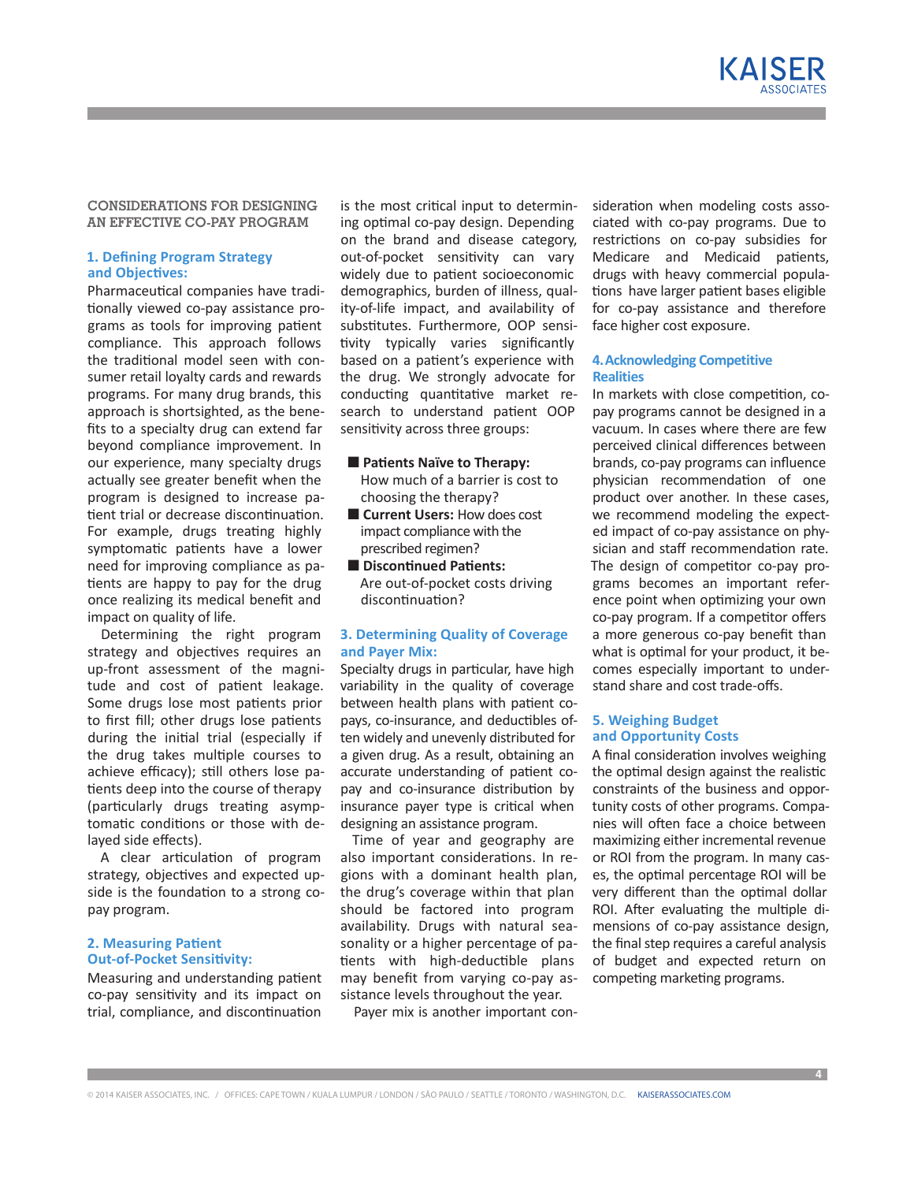## CONSIDERATIONS FOR DESIGNING AN EFFECTIVE CO-PAY PROGRAM

### 1. Defining Program Strategy and Objectives:

Pharmaceutical companies have traditionally viewed co-pay assistance programs as tools for improving patient compliance. This approach follows the traditional model seen with consumer retail loyalty cards and rewards programs. For many drug brands, this approach is shortsighted, as the benefits to a specialty drug can extend far beyond compliance improvement. In our experience, many specialty drugs actually see greater benefit when the program is designed to increase patient trial or decrease discontinuation. For example, drugs treating highly symptomatic patients have a lower need for improving compliance as patients are happy to pay for the drug once realizing its medical benefit and impact on quality of life.

Determining the right program strategy and objectives requires an up-front assessment of the magnitude and cost of patient leakage. Some drugs lose most patients prior to first fill; other drugs lose patients during the initial trial (especially if the drug takes multiple courses to achieve efficacy); still others lose patients deep into the course of therapy (particularly drugs treating asymptomatic conditions or those with delayed side effects).

A clear articulation of program strategy, objectives and expected upside is the foundation to a strong co-pay program.

### 2. Measuring Patient Out-of-Pocket Sensitivity:

Measuring and understanding patient co-pay sensitivity and its impact on trial, compliance, and discontinuation is the most critical input to determining optimal co-pay design. Depending on the brand and disease category, out-of-pocket sensitivity can vary widely due to patient socioeconomic demographics, burden of illness, quality-of-life impact, and availability of substitutes. Furthermore, OOP sensitivity typically varies significantly based on a patient's experience with the drug. We strongly advocate for conducting quantitative market research to understand patient OOP sensitivity across three groups:

- **Patients Naïve to Therapy:** How much of a barrier is cost to choosing the therapy?
- **Current Users:** How does cost impact compliance with the prescribed regimen?
- **Discontinued Patients:** Are out-of-pocket costs driving discontinuation?

### 3. Determining Quality of Coverage and Payer Mix:

Specialty drugs in particular, have high variability in the quality of coverage between health plans with patient co-pays, co-insurance, and deductibles often widely and unevenly distributed for a given drug. As a result, obtaining an accurate understanding of patient co-pay and co-insurance distribution by insurance payer type is critical when designing an assistance program.

Time of year and geography are also important considerations. In regions with a dominant health plan, the drug's coverage within that plan should be factored into program availability. Drugs with natural seasonality or a higher percentage of patients with high-deductible plans may benefit from varying co-pay assistance levels throughout the year.

Payer mix is another important consideration when modeling costs associated with co-pay programs. Due to restrictions on co-pay subsidies for Medicare and Medicaid patients, drugs with heavy commercial populations have larger patient bases eligible for co-pay assistance and therefore face higher cost exposure.

### 4. Acknowledging Competitive Realities

In markets with close competition, co-pay programs cannot be designed in a vacuum. In cases where there are few perceived clinical differences between brands, co-pay programs can influence physician recommendation of one product over another. In these cases, we recommend modeling the expected impact of co-pay assistance on physician and staff recommendation rate. The design of competitor co-pay programs becomes an important reference point when optimizing your own co-pay program. If a competitor offers a more generous co-pay benefit than what is optimal for your product, it becomes especially important to understand share and cost trade-offs.

### 5. Weighing Budget and Opportunity Costs

A final consideration involves weighing the optimal design against the realistic constraints of the business and opportunity costs of other programs. Companies will often face a choice between maximizing either incremental revenue or ROI from the program. In many cases, the optimal percentage ROI will be very different than the optimal dollar ROI. After evaluating the multiple dimensions of co-pay assistance design, the final step requires a careful analysis of budget and expected return on competing marketing programs.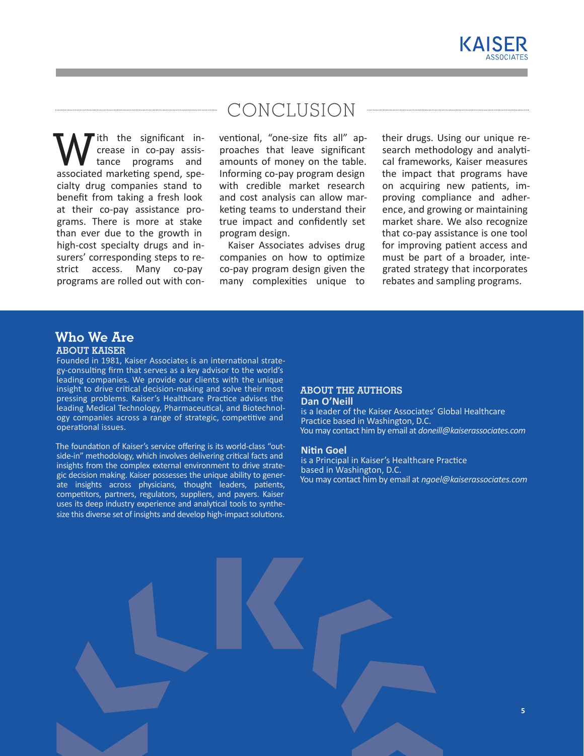## CONCLUSION

With the significant increase in co-pay assistance programs and associated marketing spend, specialty drug companies stand to benefit from taking a fresh look at their co-pay assistance programs. There is more at stake than ever due to the growth in high-cost specialty drugs and insurers' corresponding steps to restrict access. Many co-pay programs are rolled out with conventional, "one-size fits all" approaches that leave significant amounts of money on the table. Informing co-pay program design with credible market research and cost analysis can allow marketing teams to understand their true impact and confidently set program design.

Kaiser Associates advises drug companies on how to optimize co-pay program design given the many complexities unique to their drugs. Using our unique research methodology and analytical frameworks, Kaiser measures the impact that programs have on acquiring new patients, improving compliance and adherence, and growing or maintaining market share. We also recognize that co-pay assistance is one tool for improving patient access and must be part of a broader, integrated strategy that incorporates rebates and sampling programs.

## Who We Are

### ABOUT KAISER

Founded in 1981, Kaiser Associates is an international strategy-consulting firm that serves as a key advisor to the world's leading companies. We provide our clients with the unique insight to drive critical decision-making and solve their most pressing problems. Kaiser's Healthcare Practice advises the leading Medical Technology, Pharmaceutical, and Biotechnology companies across a range of strategic, competitive and operational issues.

The foundation of Kaiser's service offering is its world-class "outside-in" methodology, which involves delivering critical facts and insights from the complex external environment to drive strategic decision making. Kaiser possesses the unique ability to generate insights across physicians, thought leaders, patients, competitors, partners, regulators, suppliers, and payers. Kaiser uses its deep industry experience and analytical tools to synthesize this diverse set of insights and develop high-impact solutions.

### ABOUT THE AUTHORS

**Dan O'Neill**
is a leader of the Kaiser Associates' Global Healthcare Practice based in Washington, D.C.
You may contact him by email at *doneill@kaiserassociates.com*

**Nitin Goel**
is a Principal in Kaiser's Healthcare Practice based in Washington, D.C.
You may contact him by email at *ngoel@kaiserassociates.com*